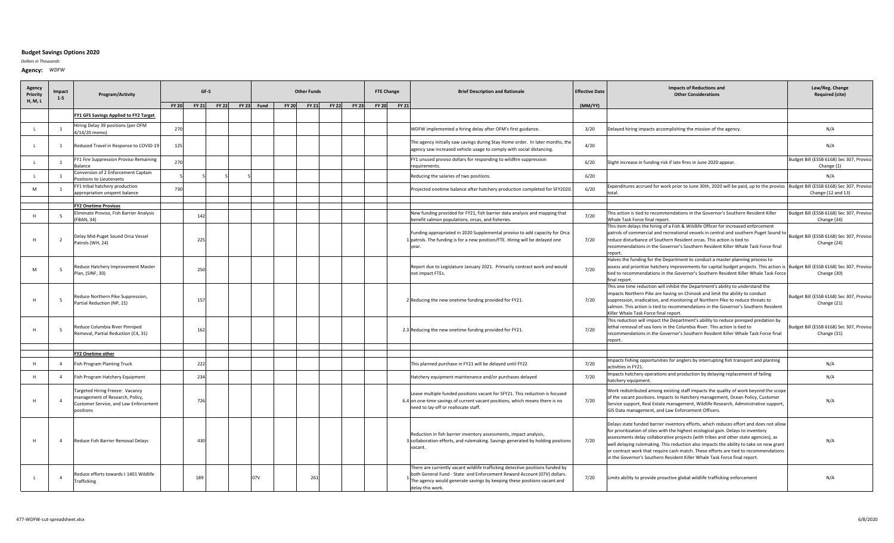**Budget Savings Options 2020**

*Dollars in Thousands*

**Agency:** *WDFW*

| Agency Priority H, M, L | Impact 1-5 | Program/Activity | GF-S | | | | Other Funds | | | | | FTE Change | | Brief Description and Rationale | Effective Date | Impacts of Reductions and Other Considerations | Law/Reg. Change Required (cite) |
|---|---|---|---|---|---|---|---|---|---|---|---|---|---|---|---|---|---|
| | | | FY 20 | FY 21 | FY 22 | FY 23 | Fund | FY 20 | FY 21 | FY 22 | FY 23 | FY 20 | FY 21 | | (MM/YY) | | |
| | | **FY1 GFS Savings Applied to FY2 Target** | | | | | | | | | | | | | | | |
| L | 1 | Hiring Delay 39 positions (per OFM 4/14/20 memo) | 270 | | | | | | | | | | | WDFW implemented a hiring delay after OFM's first guidance. | 3/20 | Delayed hiring impacts accomplishing the mission of the agency. | N/A |
| L | 1 | Reduced Travel in Response to COVID-19 | 125 | | | | | | | | | | | The agency initially saw savings during Stay Home order. In later months, the agency saw increased vehicle usage to comply with social distancing. | 4/20 | | N/A |
| L | 1 | FY1 Fire Suppression Proviso Remaining Balance | 270 | | | | | | | | | | | FY1 unused proviso dollars for responding to wildfire suppression requirements. | 6/20 | Slight increase in funding risk if late fires in June 2020 appear. | Budget Bill (ESSB 6168) Sec 307, Proviso Change (1) |
| L | 1 | Conversion of 2 Enforcement Captain Positions to Lieutenants | 5 | 5 | 5 | 5 | | | | | | | | Reducing the salaries of two positions. | 6/20 | | N/A |
| M | 1 | FY1 tribal hatchery production appropriation unspent balance | 730 | | | | | | | | | | | Projected onetime balance after hatchery production completed for SFY2020. | 6/20 | Expenditures accrued for work prior to June 30th, 2020 will be paid, up to the proviso total. | Budget Bill (ESSB 6168) Sec 307, Proviso Change (12 and 13) |
| | | | | | | | | | | | | | | | | | |
| | | **FY2 Onetime Provisos** | | | | | | | | | | | | | | | |
| H | 5 | Eliminate Proviso, Fish Barrier Analysis (FBAN, 34) | | 142 | | | | | | | | | | New funding provided for FY21, fish barrier data analysis and mapping that benefit salmon populations, orcas, and fisheries. | 7/20 | This action is tied to recommendations in the Governor's Southern Resident Killer Whale Task Force final report. | Budget Bill (ESSB 6168) Sec 307, Proviso Change (34) |
| H | 2 | Delay Mid-Puget Sound Orca Vessel Patrols (WH, 24) | | 225 | | | | | | | | | 1 | Funding appropriated in 2020 Supplemental proviso to add capacity for Orca patrols. The funding is for a new position/FTE. Hiring will be delayed one year. | 7/20 | This item delays the hiring of a Fish & Wildlife Officer for increased enforcement patrols of commercial and recreational vessels in central and southern Puget Sound to reduce disturbance of Southern Resident orcas. This action is tied to recommendations in the Governor's Southern Resident Killer Whale Task Force final report. | Budget Bill (ESSB 6168) Sec 307, Proviso Change (24) |
| M | 5 | Reduce Hatchery Improvement Master Plan, (SINF, 30) | | 250 | | | | | | | | | | Report due to Legislature January 2021. Primarily contract work and would not impact FTEs. | 7/20 | Halves the funding for the Department to conduct a master planning process to assess and prioritize hatchery improvements for capital budget projects. This action is tied to recommendations in the Governor's Southern Resident Killer Whale Task Force final report. | Budget Bill (ESSB 6168) Sec 307, Proviso Change (30) |
| H | 5 | Reduce Northern Pike Suppression, Partial Reduction (NP, 21) | | 157 | | | | | | | | | 2 | Reducing the new onetime funding provided for FY21. | 7/20 | This one time reduction will inhibit the Department's ability to understand the impacts Northern Pike are having on Chinook and limit the ability to conduct suppression, eradication, and monitoring of Northern Pike to reduce threats to salmon. This action is tied to recommendations in the Governor's Southern Resident Killer Whale Task Force final report. | Budget Bill (ESSB 6168) Sec 307, Proviso Change (21) |
| H | 5 | Reduce Columbia River Pinniped Removal, Partial Reduction (C4, 31) | | 162 | | | | | | | | | 2.3 | Reducing the new onetime funding provided for FY21. | 7/20 | This reduction will impact the Department's ability to reduce pinniped predation by lethal removal of sea lions in the Columbia River. This action is tied to recommendations in the Governor's Southern Resident Killer Whale Task Force final report. | Budget Bill (ESSB 6168) Sec 307, Proviso Change (31) |
| | | | | | | | | | | | | | | | | | |
| | | **FY2 Onetime other** | | | | | | | | | | | | | | | |
| H | 4 | Fish Program Planting Truck | | 222 | | | | | | | | | | This planned purchase in FY21 will be delayed until FY22 | 7/20 | Impacts fishing opportunities for anglers by interrupting fish transport and planting activities in FY21. | N/A |
| H | 4 | Fish Program Hatchery Equipment | | 234 | | | | | | | | | | Hatchery equipment maintenance and/or purchases delayed | 7/20 | Impacts hatchery operations and production by delaying replacement of failing hatchery equipment. | N/A |
| H | 4 | Targeted Hiring Freeze: Vacancy management of Research, Policy, Customer Service, and Law Enforcement positions | | 726 | | | | | | | | | 6.4 | Leave multiple funded positions vacant for SFY21. This reduction is focused on one-time savings of current vacant positions, which means there is no need to lay-off or reallocate staff. | 7/20 | Work redistributed among existing staff impacts the quality of work beyond the scope of the vacant positions. Impacts to Hatchery management, Ocean Policy, Customer Service support, Real Estate management, Wildlife Research, Administrative support, GIS Data management, and Law Enforcement Officers. | N/A |
| H | 4 | Reduce Fish Barrier Removal Delays | | 430 | | | | | | | | | 3 | Reduction in fish barrier inventory assessments, impact analysis, collaboration efforts, and rulemaking. Savings generated by holding positions vacant. | 7/20 | Delays state funded barrier inventory efforts, which reduces effort and does not allow for prioritization of sites with the highest ecological gain. Delays to inventory assessments delay collaborative projects (with tribes and other state agencies), as well delaying rulemaking. This reduction also impacts the ability to take on new grant or contract work that require cash match. These efforts are tied to recommendations in the Governor's Southern Resident Killer Whale Task Force final report. | N/A |
| L | 4 | Reduce efforts towards I-1401 Wildlife Trafficking | | 189 | | | 07V | | 261 | | | | 1 | There are currently vacant wildlife trafficking detective positions funded by both General Fund - State and Enforcement Reward Account (07V) dollars. The agency would generate savings by keeping these positions vacant and delay this work. | 7/20 | Limits ability to provide proactive global wildlife trafficking enforcement | N/A |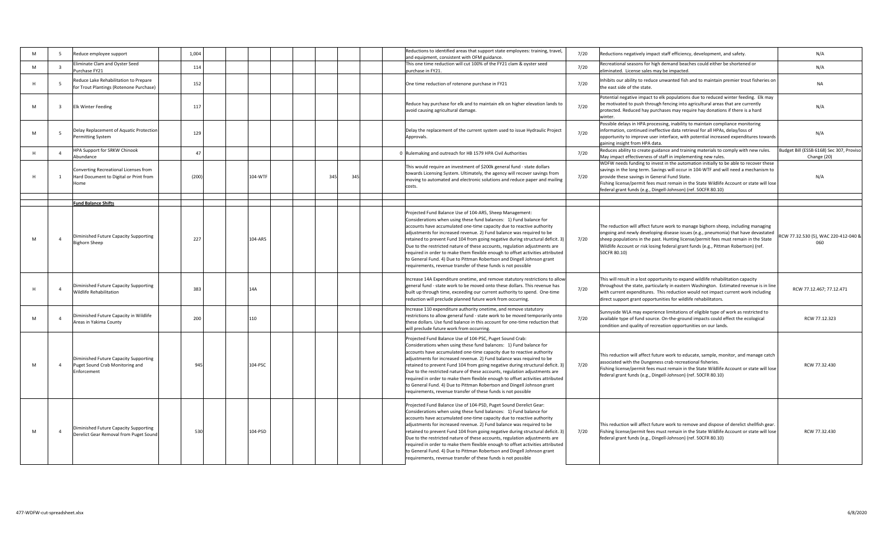| | | | | | | | | | | | | | | | | |
|---|---|---|---|---|---|---|---|---|---|---|---|---|---|---|---|---|
| M | 5 | Reduce employee support | | 1,004 | | | | | | | | | Reductions to identified areas that support state employees: training, travel, and equipment, consistent with OFM guidance. | 7/20 | Reductions negatively impact staff efficiency, development, and safety. | N/A |
| M | 3 | Eliminate Clam and Oyster Seed Purchase FY21 | | 114 | | | | | | | | | This one time reduction will cut 100% of the FY21 clam & oyster seed purchase in FY21. | 7/20 | Recreational seasons for high demand beaches could either be shortened or eliminated. License sales may be impacted. | N/A |
| H | 5 | Reduce Lake Rehabilitation to Prepare for Trout Plantings (Rotenone Purchase) | | 152 | | | | | | | | | One time reduction of rotenone purchase in FY21 | 7/20 | Inhibits our ability to reduce unwanted fish and to maintain premier trout fisheries on the east side of the state. | NA |
| M | 3 | Elk Winter Feeding | | 117 | | | | | | | | | Reduce hay purchase for elk and to maintain elk on higher elevation lands to avoid causing agricultural damage. | 7/20 | Potential negative impact to elk populations due to reduced winter feeding. Elk may be motivated to push through fencing into agricultural areas that are currently protected. Reduced hay purchases may require hay donations if there is a hard winter. | N/A |
| M | 5 | Delay Replacement of Aquatic Protection Permitting System | | 129 | | | | | | | | | Delay the replacement of the current system used to issue Hydraulic Project Approvals. | 7/20 | Possible delays in HPA processing, inability to maintain compliance monitoring information, continued ineffective data retrieval for all HPAs, delay/loss of opportunity to improve user interface, with potential increased expenditures towards gaining insight from HPA data. | N/A |
| H | 4 | HPA Support for SRKW Chinook Abundance | | 47 | | | | | | | | 0 | Rulemaking and outreach for HB 1579 HPA Civil Authorities | 7/20 | Reduces ability to create guidance and training materials to comply with new rules. May impact effectiveness of staff in implementing new rules. | Budget Bill (ESSB 6168) Sec 307, Proviso Change (20) |
| H | 1 | Converting Recreational Licenses from Hard Document to Digital or Print from Home | | (200) | | | 104-WTF | | | 345 | 345 | | This would require an investment of $200k general fund - state dollars towards Licensing System. Ultimately, the agency will recover savings from moving to automated and electronic solutions and reduce paper and mailing costs. | 7/20 | WDFW needs funding to invest in the automation initially to be able to recover these savings in the long term. Savings will occur in 104-WTF and will need a mechanism to provide these savings in General Fund State. Fishing license/permit fees must remain in the State Wildlife Account or state will lose federal grant funds (e.g., Dingell-Johnson) (ref. 50CFR 80.10) | N/A |
| | | | | | | | | | | | | | | | | |
| | | **Fund Balance Shifts** | | | | | | | | | | | | | | |
| M | 4 | Diminished Future Capacity Supporting Bighorn Sheep | | 227 | | | 104-AR5 | | | | | | Projected Fund Balance Use of 104-AR5, Sheep Management: Considerations when using these fund balances: 1) Fund balance for accounts have accumulated one-time capacity due to reactive authority adjustments for increased revenue. 2) Fund balance was required to be retained to prevent Fund 104 from going negative during structural deficit. 3) Due to the restricted nature of these accounts, regulation adjustments are required in order to make them flexible enough to offset activities attributed to General Fund. 4) Due to Pittman Robertson and Dingell Johnson grant requirements, revenue transfer of these funds is not possible | 7/20 | The reduction will affect future work to manage bighorn sheep, including managing ongoing and newly developing disease issues (e.g., pneumonia) that have devastated sheep populations in the past. Hunting license/permit fees must remain in the State Wildlife Account or risk losing federal grant funds (e.g., Pittman Robertson) (ref. 50CFR 80.10) | RCW 77.32.530 (5), WAC 220-412-040 & 060 |
| H | 4 | Diminished Future Capacity Supporting Wildlife Rehabilitation | | 383 | | | 14A | | | | | | Increase 14A Expenditure onetime, and remove statutory restrictions to allow general fund - state work to be moved onto these dollars. This revenue has built up through time, exceeding our current authority to spend. One-time reduction will preclude planned future work from occurring. | 7/20 | This will result in a lost opportunity to expand wildlife rehabilitation capacity throughout the state, particularly in eastern Washington. Estimated revenue is in line with current expenditures. This reduction would not impact current work including direct support grant opportunities for wildlife rehabilitators. | RCW 77.12.467; 77.12.471 |
| M | 4 | Diminished Future Capacity in Wildlife Areas in Yakima County | | 200 | | | 110 | | | | | | Increase 110 expenditure authority onetime, and remove statutory restrictions to allow general fund - state work to be moved temporarily onto these dollars. Use fund balance in this account for one-time reduction that will preclude future work from occurring. | 7/20 | Sunnyside WLA may experience limitations of eligible type of work as restricted to available type of fund source. On-the-ground impacts could effect the ecological condition and quality of recreation opportunities on our lands. | RCW 77.12.323 |
| M | 4 | Diminished Future Capacity Supporting Puget Sound Crab Monitoring and Enforcement | | 945 | | | 104-PSC | | | | | | Projected Fund Balance Use of 104-PSC, Puget Sound Crab: Considerations when using these fund balances: 1) Fund balance for accounts have accumulated one-time capacity due to reactive authority adjustments for increased revenue. 2) Fund balance was required to be retained to prevent Fund 104 from going negative during structural deficit. 3) Due to the restricted nature of these accounts, regulation adjustments are required in order to make them flexible enough to offset activities attributed to General Fund. 4) Due to Pittman Robertson and Dingell Johnson grant requirements, revenue transfer of these funds is not possible | 7/20 | This reduction will affect future work to educate, sample, monitor, and manage catch associated with the Dungeness crab recreational fisheries. Fishing license/permit fees must remain in the State Wildlife Account or state will lose federal grant funds (e.g., Dingell-Johnson) (ref. 50CFR 80.10) | RCW 77.32.430 |
| M | 4 | Diminished Future Capacity Supporting Derelict Gear Removal from Puget Sound | | 530 | | | 104-PSD | | | | | | Projected Fund Balance Use of 104-PSD, Puget Sound Derelict Gear: Considerations when using these fund balances: 1) Fund balance for accounts have accumulated one-time capacity due to reactive authority adjustments for increased revenue. 2) Fund balance was required to be retained to prevent Fund 104 from going negative during structural deficit. 3) Due to the restricted nature of these accounts, regulation adjustments are required in order to make them flexible enough to offset activities attributed to General Fund. 4) Due to Pittman Robertson and Dingell Johnson grant requirements, revenue transfer of these funds is not possible | 7/20 | This reduction will affect future work to remove and dispose of derelict shellfish gear. Fishing license/permit fees must remain in the State Wildlife Account or state will lose federal grant funds (e.g., Dingell-Johnson) (ref. 50CFR 80.10) | RCW 77.32.430 |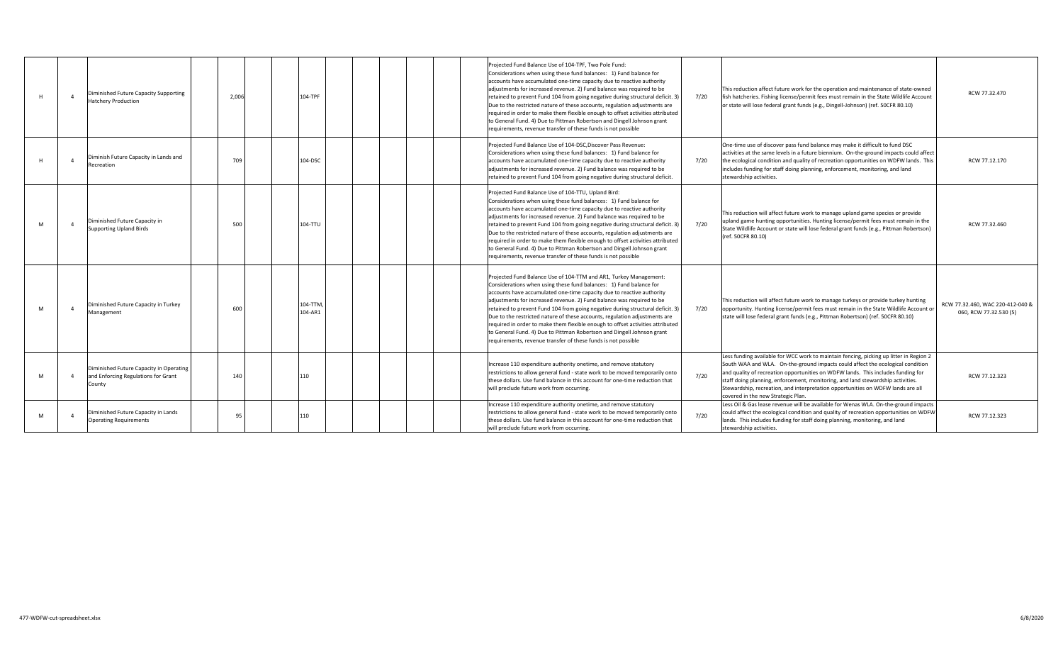| | | | | | | | | | | | | | | | | | |
|---|---|---|---|---|---|---|---|---|---|---|---|---|---|---|---|---|---|
| H | 4 | Diminished Future Capacity Supporting Hatchery Production | | 2,006 | | | 104-TPF | | | | | | | Projected Fund Balance Use of 104-TPF, Two Pole Fund: Considerations when using these fund balances: 1) Fund balance for accounts have accumulated one-time capacity due to reactive authority adjustments for increased revenue. 2) Fund balance was required to be retained to prevent Fund 104 from going negative during structural deficit. 3) Due to the restricted nature of these accounts, regulation adjustments are required in order to make them flexible enough to offset activities attributed to General Fund. 4) Due to Pittman Robertson and Dingell Johnson grant requirements, revenue transfer of these funds is not possible | 7/20 | This reduction affect future work for the operation and maintenance of state-owned fish hatcheries. Fishing license/permit fees must remain in the State Wildlife Account or state will lose federal grant funds (e.g., Dingell-Johnson) (ref. 50CFR 80.10) | RCW 77.32.470 |
| H | 4 | Diminish Future Capacity in Lands and Recreation | | 709 | | | 104-DSC | | | | | | | Projected Fund Balance Use of 104-DSC,Discover Pass Revenue: Considerations when using these fund balances: 1) Fund balance for accounts have accumulated one-time capacity due to reactive authority adjustments for increased revenue. 2) Fund balance was required to be retained to prevent Fund 104 from going negative during structural deficit. | 7/20 | One-time use of discover pass fund balance may make it difficult to fund DSC activities at the same levels in a future biennium. On-the-ground impacts could affect the ecological condition and quality of recreation opportunities on WDFW lands. This includes funding for staff doing planning, enforcement, monitoring, and land stewardship activities. | RCW 77.12.170 |
| M | 4 | Diminished Future Capacity in Supporting Upland Birds | | 500 | | | 104-TTU | | | | | | | Projected Fund Balance Use of 104-TTU, Upland Bird: Considerations when using these fund balances: 1) Fund balance for accounts have accumulated one-time capacity due to reactive authority adjustments for increased revenue. 2) Fund balance was required to be retained to prevent Fund 104 from going negative during structural deficit. 3) Due to the restricted nature of these accounts, regulation adjustments are required in order to make them flexible enough to offset activities attributed to General Fund. 4) Due to Pittman Robertson and Dingell Johnson grant requirements, revenue transfer of these funds is not possible | 7/20 | This reduction will affect future work to manage upland game species or provide upland game hunting opportunities. Hunting license/permit fees must remain in the State Wildlife Account or state will lose federal grant funds (e.g., Pittman Robertson) (ref. 50CFR 80.10) | RCW 77.32.460 |
| M | 4 | Diminished Future Capacity in Turkey Management | | 600 | | | 104-TTM, 104-AR1 | | | | | | | Projected Fund Balance Use of 104-TTM and AR1, Turkey Management: Considerations when using these fund balances: 1) Fund balance for accounts have accumulated one-time capacity due to reactive authority adjustments for increased revenue. 2) Fund balance was required to be retained to prevent Fund 104 from going negative during structural deficit. 3) Due to the restricted nature of these accounts, regulation adjustments are required in order to make them flexible enough to offset activities attributed to General Fund. 4) Due to Pittman Robertson and Dingell Johnson grant requirements, revenue transfer of these funds is not possible | 7/20 | This reduction will affect future work to manage turkeys or provide turkey hunting opportunity. Hunting license/permit fees must remain in the State Wildlife Account or state will lose federal grant funds (e.g., Pittman Robertson) (ref. 50CFR 80.10) | RCW 77.32.460, WAC 220-412-040 & 060, RCW 77.32.530 (5) |
| M | 4 | Diminished Future Capacity in Operating and Enforcing Regulations for Grant County | | 140 | | | 110 | | | | | | | Increase 110 expenditure authority onetime, and remove statutory restrictions to allow general fund - state work to be moved temporarily onto these dollars. Use fund balance in this account for one-time reduction that will preclude future work from occurring. | 7/20 | Less funding available for WCC work to maintain fencing, picking up litter in Region 2 South WAA and WLA. On-the-ground impacts could affect the ecological condition and quality of recreation opportunities on WDFW lands. This includes funding for staff doing planning, enforcement, monitoring, and land stewardship activities. Stewardship, recreation, and interpretation opportunities on WDFW lands are all covered in the new Strategic Plan. | RCW 77.12.323 |
| M | 4 | Diminished Future Capacity in Lands Operating Requirements | | 95 | | | 110 | | | | | | | Increase 110 expenditure authority onetime, and remove statutory restrictions to allow general fund - state work to be moved temporarily onto these dollars. Use fund balance in this account for one-time reduction that will preclude future work from occurring. | 7/20 | Less Oil & Gas lease revenue will be available for Wenas WLA. On-the-ground impacts could affect the ecological condition and quality of recreation opportunities on WDFW lands. This includes funding for staff doing planning, monitoring, and land stewardship activities. | RCW 77.12.323 |